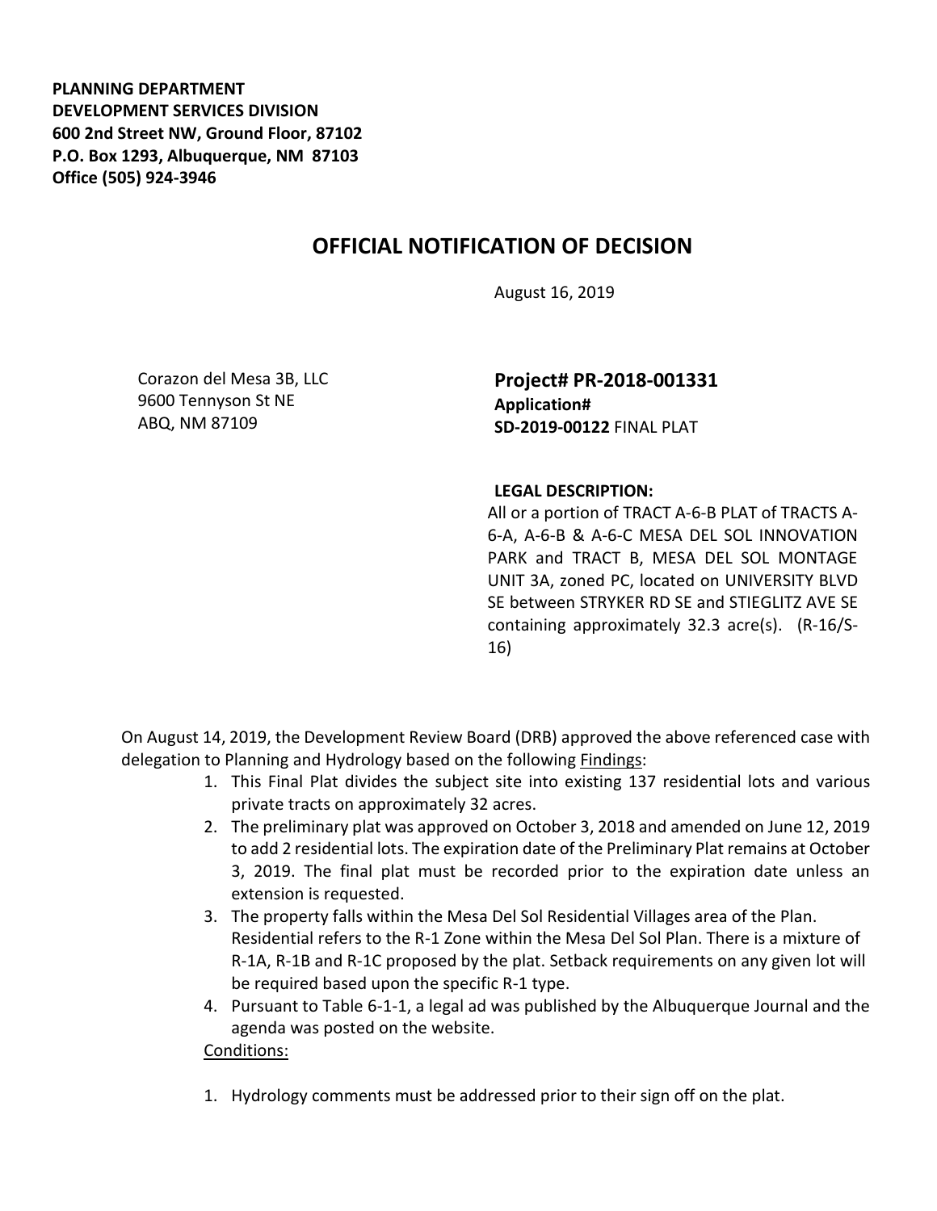**PLANNING DEPARTMENT**
**DEVELOPMENT SERVICES DIVISION**
**600 2nd Street NW, Ground Floor, 87102**
**P.O. Box 1293, Albuquerque, NM 87103**
**Office (505) 924-3946**

# OFFICIAL NOTIFICATION OF DECISION

August 16, 2019

Corazon del Mesa 3B, LLC
9600 Tennyson St NE
ABQ, NM 87109

**Project# PR-2018-001331**
**Application#**
**SD-2019-00122** FINAL PLAT

**LEGAL DESCRIPTION:**
All or a portion of TRACT A-6-B PLAT of TRACTS A-6-A, A-6-B & A-6-C MESA DEL SOL INNOVATION PARK and TRACT B, MESA DEL SOL MONTAGE UNIT 3A, zoned PC, located on UNIVERSITY BLVD SE between STRYKER RD SE and STIEGLITZ AVE SE containing approximately 32.3 acre(s). (R-16/S-16)

On August 14, 2019, the Development Review Board (DRB) approved the above referenced case with delegation to Planning and Hydrology based on the following Findings:

1. This Final Plat divides the subject site into existing 137 residential lots and various private tracts on approximately 32 acres.
2. The preliminary plat was approved on October 3, 2018 and amended on June 12, 2019 to add 2 residential lots. The expiration date of the Preliminary Plat remains at October 3, 2019. The final plat must be recorded prior to the expiration date unless an extension is requested.
3. The property falls within the Mesa Del Sol Residential Villages area of the Plan. Residential refers to the R-1 Zone within the Mesa Del Sol Plan. There is a mixture of R-1A, R-1B and R-1C proposed by the plat. Setback requirements on any given lot will be required based upon the specific R-1 type.
4. Pursuant to Table 6-1-1, a legal ad was published by the Albuquerque Journal and the agenda was posted on the website.

Conditions:

1. Hydrology comments must be addressed prior to their sign off on the plat.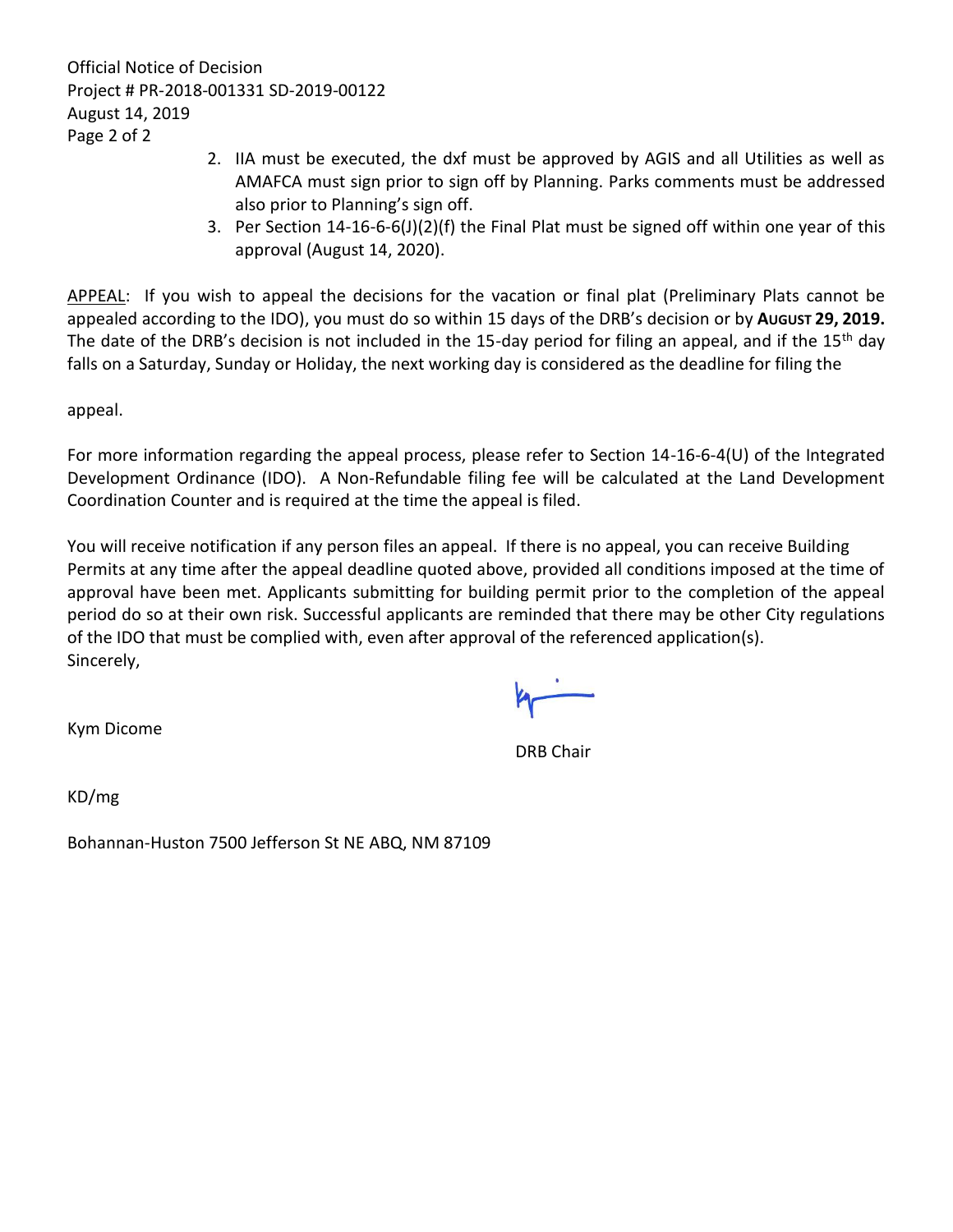2. IIA must be executed, the dxf must be approved by AGIS and all Utilities as well as AMAFCA must sign prior to sign off by Planning. Parks comments must be addressed also prior to Planning's sign off.
3. Per Section 14-16-6-6(J)(2)(f) the Final Plat must be signed off within one year of this approval (August 14, 2020).

APPEAL: If you wish to appeal the decisions for the vacation or final plat (Preliminary Plats cannot be appealed according to the IDO), you must do so within 15 days of the DRB's decision or by **AUGUST 29, 2019.** The date of the DRB's decision is not included in the 15-day period for filing an appeal, and if the 15th day falls on a Saturday, Sunday or Holiday, the next working day is considered as the deadline for filing the appeal.

For more information regarding the appeal process, please refer to Section 14-16-6-4(U) of the Integrated Development Ordinance (IDO). A Non-Refundable filing fee will be calculated at the Land Development Coordination Counter and is required at the time the appeal is filed.

You will receive notification if any person files an appeal. If there is no appeal, you can receive Building Permits at any time after the appeal deadline quoted above, provided all conditions imposed at the time of approval have been met. Applicants submitting for building permit prior to the completion of the appeal period do so at their own risk. Successful applicants are reminded that there may be other City regulations of the IDO that must be complied with, even after approval of the referenced application(s).

Sincerely,

Kym Dicome

DRB Chair

KD/mg

Bohannan-Huston 7500 Jefferson St NE ABQ, NM 87109